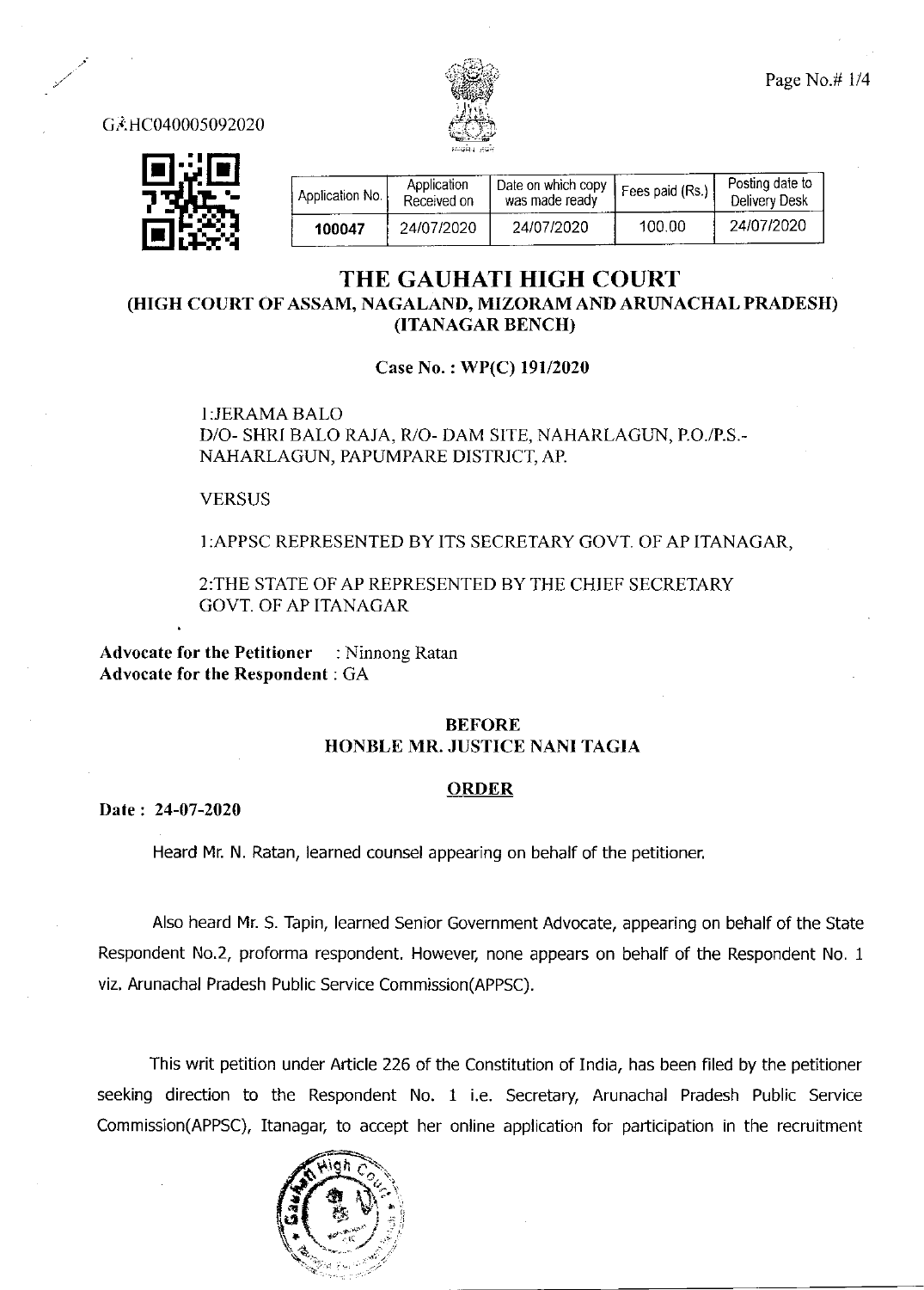GAHC040005092020

| Application No. | Application Received on | Date on which copy was made ready | Fees paid (Rs.) | Posting date to Delivery Desk |
| --- | --- | --- | --- | --- |
| **100047** | 24/07/2020 | 24/07/2020 | 100.00 | 24/07/2020 |

# THE GAUHATI HIGH COURT

## (HIGH COURT OF ASSAM, NAGALAND, MIZORAM AND ARUNACHAL PRADESH)
## (ITANAGAR BENCH)

**Case No. : WP(C) 191/2020**

1:JERAMA BALO
D/O- SHRI BALO RAJA, R/O- DAM SITE, NAHARLAGUN, P.O./P.S.- NAHARLAGUN, PAPUMPARE DISTRICT, AP.

VERSUS

1:APPSC REPRESENTED BY ITS SECRETARY GOVT. OF AP ITANAGAR,

2:THE STATE OF AP REPRESENTED BY THE CHIEF SECRETARY GOVT. OF AP ITANAGAR

**Advocate for the Petitioner** : Ninnong Ratan
**Advocate for the Respondent** : GA

**BEFORE**
**HONBLE MR. JUSTICE NANI TAGIA**

**ORDER**

**Date : 24-07-2020**

Heard Mr. N. Ratan, learned counsel appearing on behalf of the petitioner.

Also heard Mr. S. Tapin, learned Senior Government Advocate, appearing on behalf of the State Respondent No.2, proforma respondent. However, none appears on behalf of the Respondent No. 1 viz. Arunachal Pradesh Public Service Commission(APPSC).

This writ petition under Article 226 of the Constitution of India, has been filed by the petitioner seeking direction to the Respondent No. 1 i.e. Secretary, Arunachal Pradesh Public Service Commission(APPSC), Itanagar, to accept her online application for participation in the recruitment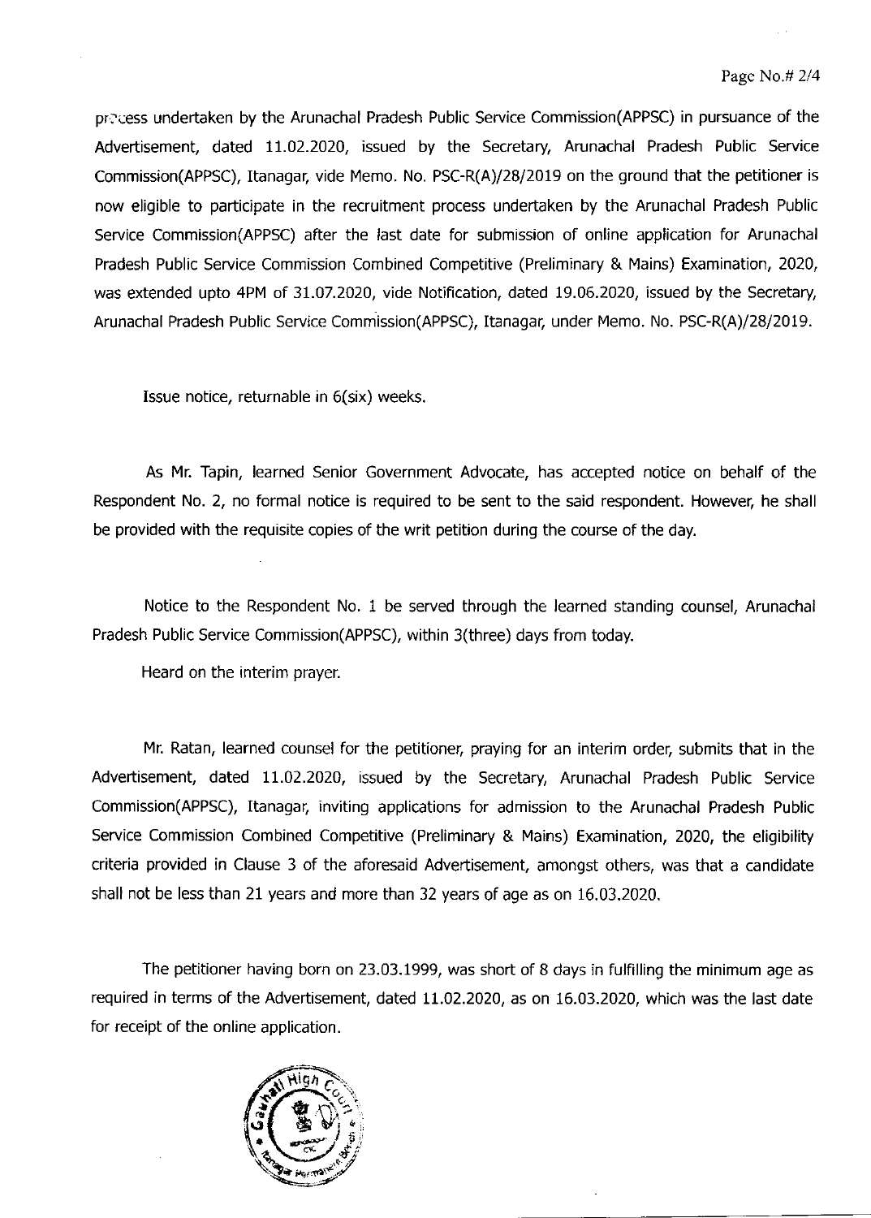process undertaken by the Arunachal Pradesh Public Service Commission(APPSC) in pursuance of the Advertisement, dated 11.02.2020, issued by the Secretary, Arunachal Pradesh Public Service Commission(APPSC), Itanagar, vide Memo. No. PSC-R(A)/28/2019 on the ground that the petitioner is now eligible to participate in the recruitment process undertaken by the Arunachal Pradesh Public Service Commission(APPSC) after the last date for submission of online application for Arunachal Pradesh Public Service Commission Combined Competitive (Preliminary & Mains) Examination, 2020, was extended upto 4PM of 31.07.2020, vide Notification, dated 19.06.2020, issued by the Secretary, Arunachal Pradesh Public Service Commission(APPSC), Itanagar, under Memo. No. PSC-R(A)/28/2019.

Issue notice, returnable in 6(six) weeks.

As Mr. Tapin, learned Senior Government Advocate, has accepted notice on behalf of the Respondent No. 2, no formal notice is required to be sent to the said respondent. However, he shall be provided with the requisite copies of the writ petition during the course of the day.

Notice to the Respondent No. 1 be served through the learned standing counsel, Arunachal Pradesh Public Service Commission(APPSC), within 3(three) days from today.

Heard on the interim prayer.

Mr. Ratan, learned counsel for the petitioner, praying for an interim order, submits that in the Advertisement, dated 11.02.2020, issued by the Secretary, Arunachal Pradesh Public Service Commission(APPSC), Itanagar, inviting applications for admission to the Arunachal Pradesh Public Service Commission Combined Competitive (Preliminary & Mains) Examination, 2020, the eligibility criteria provided in Clause 3 of the aforesaid Advertisement, amongst others, was that a candidate shall not be less than 21 years and more than 32 years of age as on 16.03.2020.

The petitioner having born on 23.03.1999, was short of 8 days in fulfilling the minimum age as required in terms of the Advertisement, dated 11.02.2020, as on 16.03.2020, which was the last date for receipt of the online application.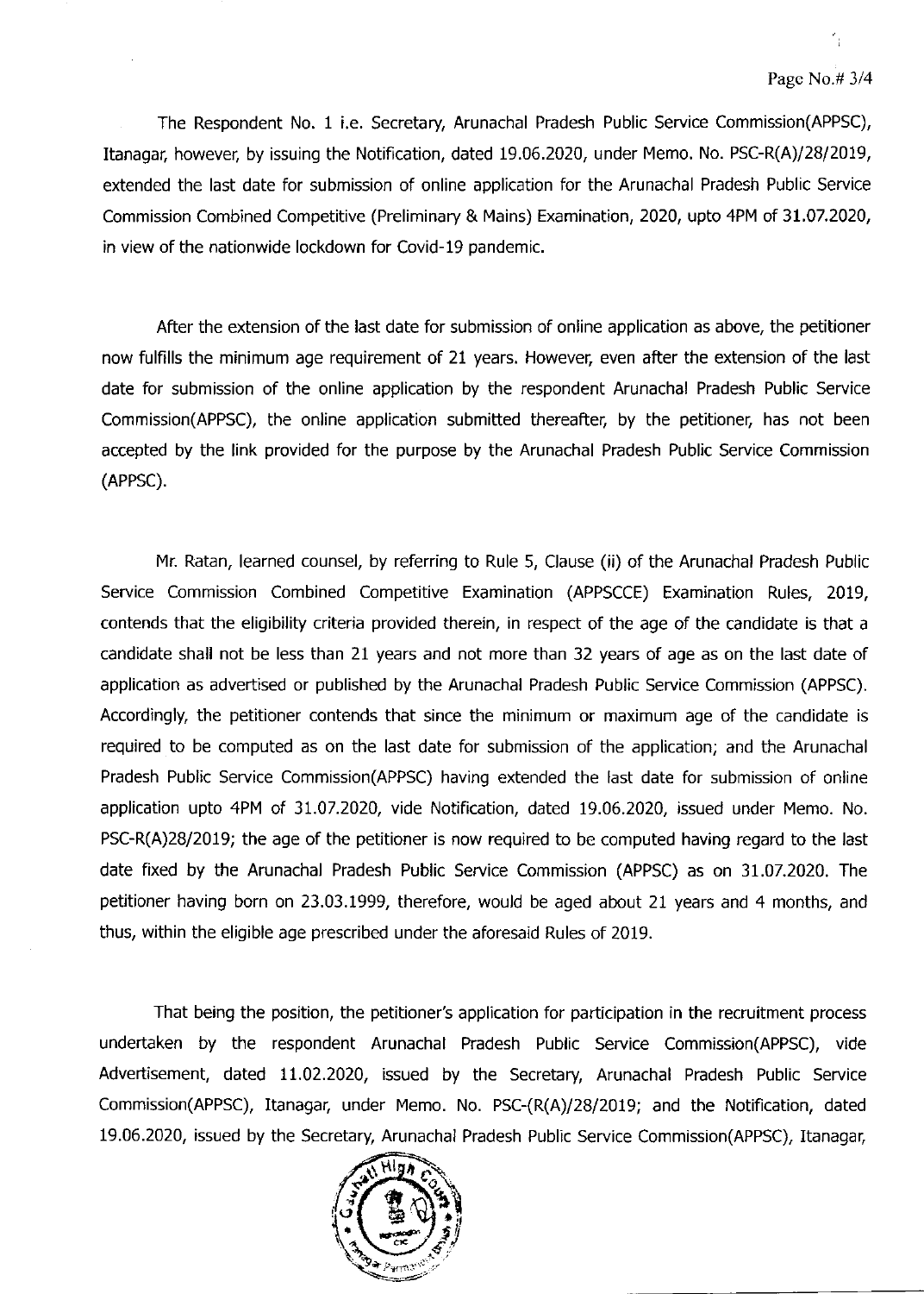The Respondent No. 1 i.e. Secretary, Arunachal Pradesh Public Service Commission(APPSC), Itanagar, however, by issuing the Notification, dated 19.06.2020, under Memo. No. PSC-R(A)/28/2019, extended the last date for submission of online application for the Arunachal Pradesh Public Service Commission Combined Competitive (Preliminary & Mains) Examination, 2020, upto 4PM of 31.07.2020, in view of the nationwide lockdown for Covid-19 pandemic.

After the extension of the last date for submission of online application as above, the petitioner now fulfills the minimum age requirement of 21 years. However, even after the extension of the last date for submission of the online application by the respondent Arunachal Pradesh Public Service Commission(APPSC), the online application submitted thereafter, by the petitioner, has not been accepted by the link provided for the purpose by the Arunachal Pradesh Public Service Commission (APPSC).

Mr. Ratan, learned counsel, by referring to Rule 5, Clause (ii) of the Arunachal Pradesh Public Service Commission Combined Competitive Examination (APPSCCE) Examination Rules, 2019, contends that the eligibility criteria provided therein, in respect of the age of the candidate is that a candidate shall not be less than 21 years and not more than 32 years of age as on the last date of application as advertised or published by the Arunachal Pradesh Public Service Commission (APPSC). Accordingly, the petitioner contends that since the minimum or maximum age of the candidate is required to be computed as on the last date for submission of the application; and the Arunachal Pradesh Public Service Commission(APPSC) having extended the last date for submission of online application upto 4PM of 31.07.2020, vide Notification, dated 19.06.2020, issued under Memo. No. PSC-R(A)28/2019; the age of the petitioner is now required to be computed having regard to the last date fixed by the Arunachal Pradesh Public Service Commission (APPSC) as on 31.07.2020. The petitioner having born on 23.03.1999, therefore, would be aged about 21 years and 4 months, and thus, within the eligible age prescribed under the aforesaid Rules of 2019.

That being the position, the petitioner's application for participation in the recruitment process undertaken by the respondent Arunachal Pradesh Public Service Commission(APPSC), vide Advertisement, dated 11.02.2020, issued by the Secretary, Arunachal Pradesh Public Service Commission(APPSC), Itanagar, under Memo. No. PSC-(R(A)/28/2019; and the Notification, dated 19.06.2020, issued by the Secretary, Arunachal Pradesh Public Service Commission(APPSC), Itanagar,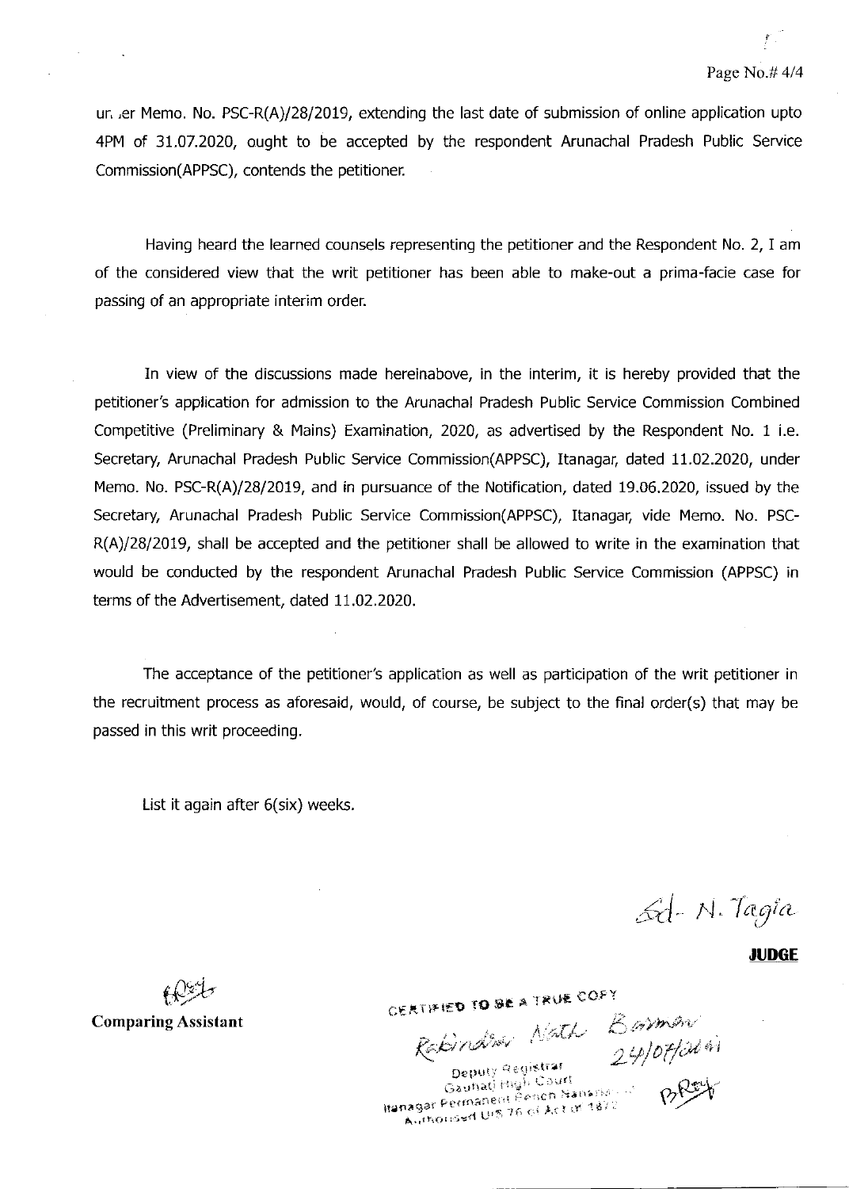ur.,er Memo. No. PSC-R(A)/28/2019, extending the last date of submission of online application upto 4PM of 31.07.2020, ought to be accepted by the respondent Arunachal Pradesh Public Service Commission(APPSC), contends the petitioner.

Having heard the learned counsels representing the petitioner and the Respondent No. 2, I am of the considered view that the writ petitioner has been able to make-out a prima-facie case for passing of an appropriate interim order.

In view of the discussions made hereinabove, in the interim, it is hereby provided that the petitioner's application for admission to the Arunachal Pradesh Public Service Commission Combined Competitive (Preliminary & Mains) Examination, 2020, as advertised by the Respondent No. 1 i.e. Secretary, Arunachal Pradesh Public Service Commission(APPSC), Itanagar, dated 11.02.2020, under Memo. No. PSC-R(A)/28/2019, and in pursuance of the Notification, dated 19.06.2020, issued by the Secretary, Arunachal Pradesh Public Service Commission(APPSC), Itanagar, vide Memo. No. PSC-R(A)/28/2019, shall be accepted and the petitioner shall be allowed to write in the examination that would be conducted by the respondent Arunachal Pradesh Public Service Commission (APPSC) in terms of the Advertisement, dated 11.02.2020.

The acceptance of the petitioner's application as well as participation of the writ petitioner in the recruitment process as aforesaid, would, of course, be subject to the final order(s) that may be passed in this writ proceeding.

List it again after 6(six) weeks.

Sd- N. Tagia

**JUDGE**

**Comparing Assistant**

CERTIFIED TO BE A TRUE COPY

Rabindra Nath Barman 24/07/2021

Deputy Registrar
Gauhati High Court
Itanagar Permanent Bench Naharlagun
Authorised U/S 76 of Act of 1872